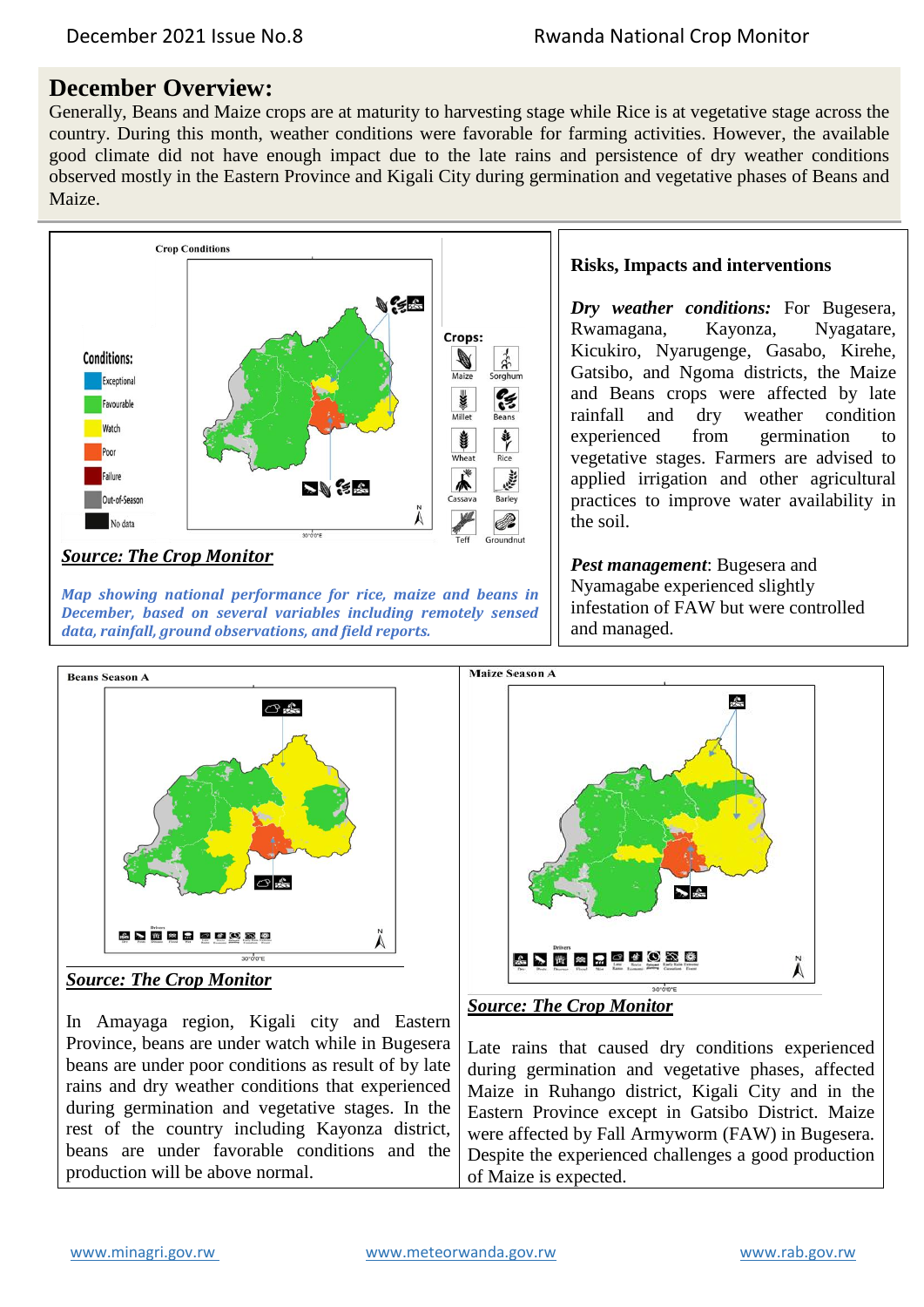## December Overview:

Generally, Beans and Maize crops are at maturity to harvesting stage while Rice is at vegetative stage across the country. During this month, weather conditions were favorable for farming activities. However, the available good climate did not have enough impact due to the late rains and persistence of dry weather conditions observed mostly in the Eastern Province and Kigali City during germination and vegetative phases of Beans and Maize.

Crop Conditions

Conditions: Exceptional, Favourable, Watch, Poor, Failure, Out-of-Season, No data

Crops: Maize, Sorghum, Millet, Beans, Wheat, Rice, Cassava, Barley, Teff, Groundnut

***Source: The Crop Monitor***

***Map showing national performance for rice, maize and beans in December, based on several variables including remotely sensed data, rainfall, ground observations, and field reports.***

### Risks, Impacts and interventions

***Dry weather conditions:*** For Bugesera, Rwamagana, Kayonza, Nyagatare, Kicukiro, Nyarugenge, Gasabo, Kirehe, Gatsibo, and Ngoma districts, the Maize and Beans crops were affected by late rainfall and dry weather condition experienced from germination to vegetative stages. Farmers are advised to applied irrigation and other agricultural practices to improve water availability in the soil.

***Pest management***: Bugesera and Nyamagabe experienced slightly infestation of FAW but were controlled and managed.

**Beans Season A**

***Source: The Crop Monitor***

In Amayaga region, Kigali city and Eastern Province, beans are under watch while in Bugesera beans are under poor conditions as result of by late rains and dry weather conditions that experienced during germination and vegetative stages. In the rest of the country including Kayonza district, beans are under favorable conditions and the production will be above normal.

**Maize Season A**

***Source: The Crop Monitor***

Late rains that caused dry conditions experienced during germination and vegetative phases, affected Maize in Ruhango district, Kigali City and in the Eastern Province except in Gatsibo District. Maize were affected by Fall Armyworm (FAW) in Bugesera. Despite the experienced challenges a good production of Maize is expected.

www.minagri.gov.rw www.meteorwanda.gov.rw www.rab.gov.rw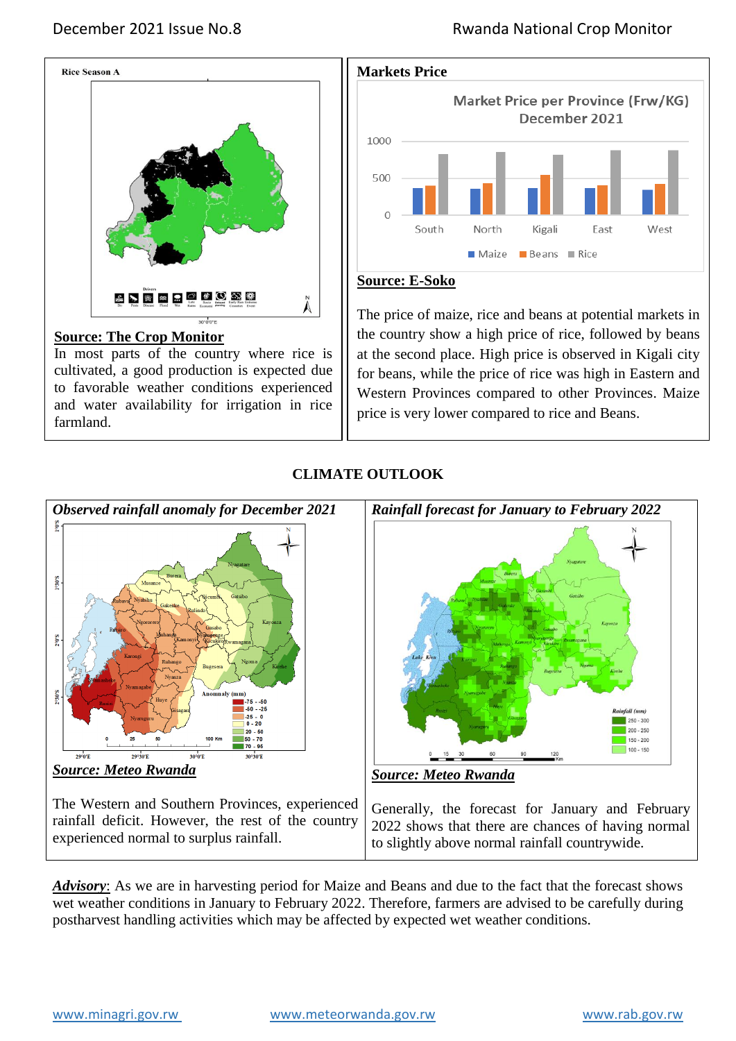**Rice Season A**

**Source: The Crop Monitor**

In most parts of the country where rice is cultivated, a good production is expected due to favorable weather conditions experienced and water availability for irrigation in rice farmland.

## Markets Price

**Source: E-Soko**

The price of maize, rice and beans at potential markets in the country show a high price of rice, followed by beans at the second place. High price is observed in Kigali city for beans, while the price of rice was high in Eastern and Western Provinces compared to other Provinces. Maize price is very lower compared to rice and Beans.

## CLIMATE OUTLOOK

*Observed rainfall anomaly for December 2021*

***Source: Meteo Rwanda***

The Western and Southern Provinces, experienced rainfall deficit. However, the rest of the country experienced normal to surplus rainfall.

*Rainfall forecast for January to February 2022*

***Source: Meteo Rwanda***

Generally, the forecast for January and February 2022 shows that there are chances of having normal to slightly above normal rainfall countrywide.

***Advisory***: As we are in harvesting period for Maize and Beans and due to the fact that the forecast shows wet weather conditions in January to February 2022. Therefore, farmers are advised to be carefully during postharvest handling activities which may be affected by expected wet weather conditions.

www.minagri.gov.rw www.meteorwanda.gov.rw www.rab.gov.rw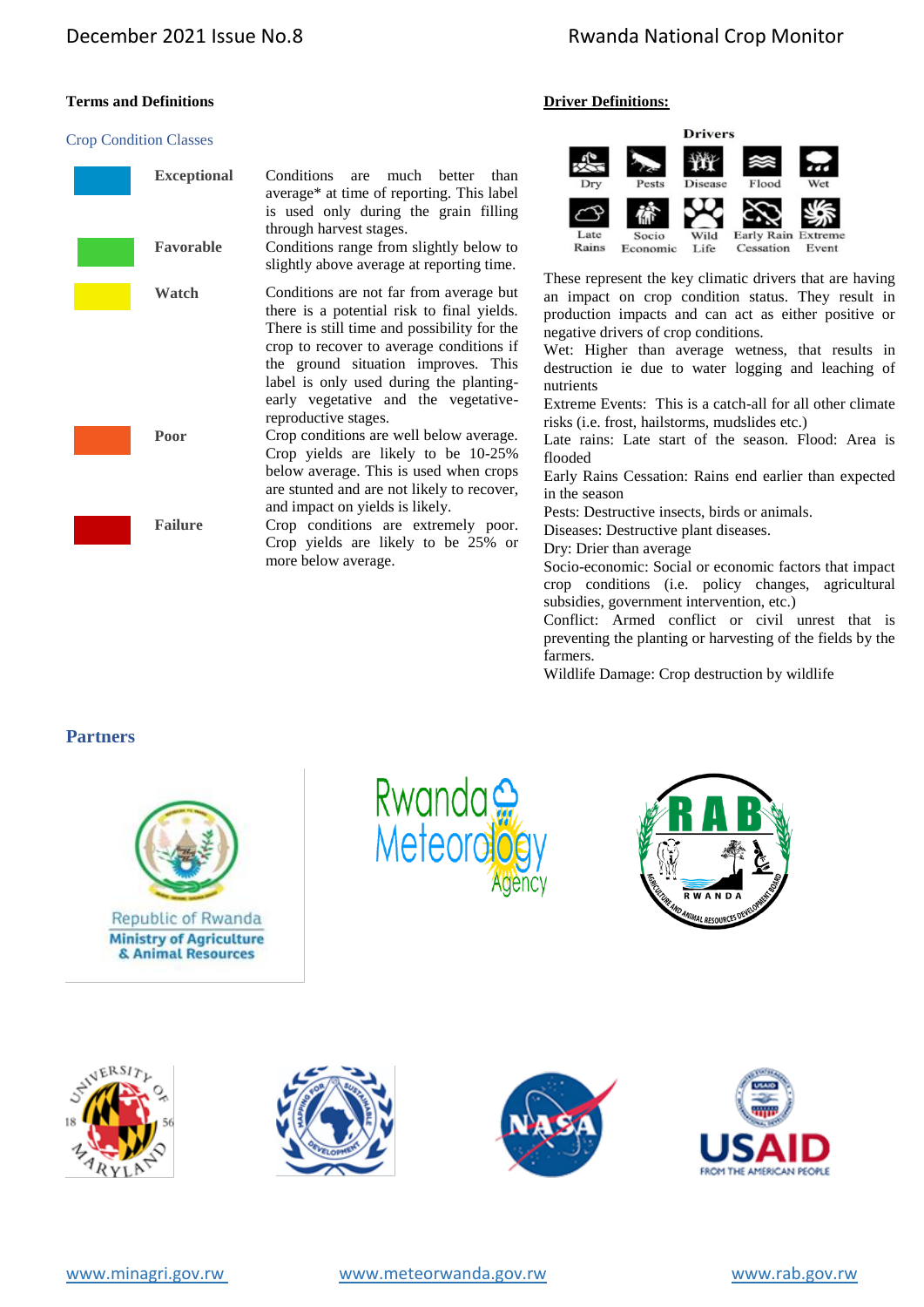### Terms and Definitions

Crop Condition Classes

| | | |
|---|---|---|
| | **Exceptional** | Conditions are much better than average* at time of reporting. This label is used only during the grain filling through harvest stages. |
| | **Favorable** | Conditions range from slightly below to slightly above average at reporting time. |
| | **Watch** | Conditions are not far from average but there is a potential risk to final yields. There is still time and possibility for the crop to recover to average conditions if the ground situation improves. This label is only used during the planting-early vegetative and the vegetative-reproductive stages. |
| | **Poor** | Crop conditions are well below average. Crop yields are likely to be 10-25% below average. This is used when crops are stunted and are not likely to recover, and impact on yields is likely. |
| | **Failure** | Crop conditions are extremely poor. Crop yields are likely to be 25% or more below average. |

### Driver Definitions:

Drivers

Dry, Pests, Disease, Flood, Wet, Late Rains, Socio Economic, Wild Life, Early Rain Cessation, Extreme Event

These represent the key climatic drivers that are having an impact on crop condition status. They result in production impacts and can act as either positive or negative drivers of crop conditions.

Wet: Higher than average wetness, that results in destruction ie due to water logging and leaching of nutrients

Extreme Events: This is a catch-all for all other climate risks (i.e. frost, hailstorms, mudslides etc.)

Late rains: Late start of the season. Flood: Area is flooded

Early Rains Cessation: Rains end earlier than expected in the season

Pests: Destructive insects, birds or animals.

Diseases: Destructive plant diseases.

Dry: Drier than average

Socio-economic: Social or economic factors that impact crop conditions (i.e. policy changes, agricultural subsidies, government intervention, etc.)

Conflict: Armed conflict or civil unrest that is preventing the planting or harvesting of the fields by the farmers.

Wildlife Damage: Crop destruction by wildlife

### Partners

Republic of Rwanda
Ministry of Agriculture & Animal Resources

Rwanda Meteorology Agency

RAB — Rwanda Agriculture and Animal Resources Development Board

University of Maryland

Mapping for Sustainable Development

NASA

USAID — From the American People

www.minagri.gov.rw www.meteorwanda.gov.rw www.rab.gov.rw